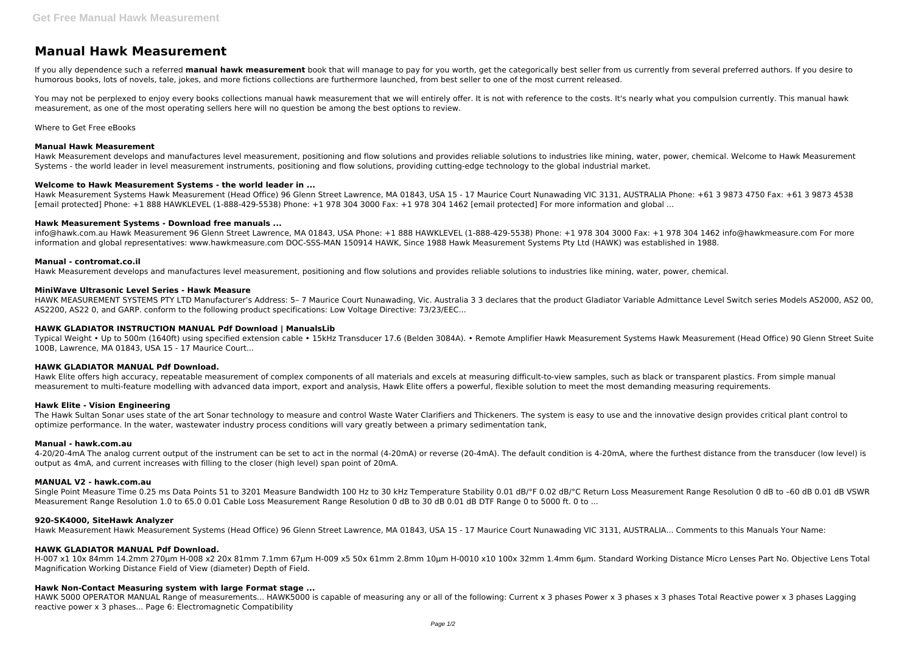# Manual Hawk Measurement

If you ally dependence such a referred **manual hawk measurement** book that will manage to pay for you worth, get the categorically best seller from us currently from several preferred authors. If you desire to humorous books, lots of novels, tale, jokes, and more fictions collections are furthermore launched, from best seller to one of the most current released.

You may not be perplexed to enjoy every books collections manual hawk measurement that we will entirely offer. It is not with reference to the costs. It's nearly what you compulsion currently. This manual hawk measurement, as one of the most operating sellers here will no question be among the best options to review.

Where to Get Free eBooks

### Manual Hawk Measurement

Hawk Measurement develops and manufactures level measurement, positioning and flow solutions and provides reliable solutions to industries like mining, water, power, chemical. Welcome to Hawk Measurement Systems - the world leader in level measurement instruments, positioning and flow solutions, providing cutting-edge technology to the global industrial market.

### Welcome to Hawk Measurement Systems - the world leader in ...

Hawk Measurement Systems Hawk Measurement (Head Office) 96 Glenn Street Lawrence, MA 01843, USA 15 - 17 Maurice Court Nunawading VIC 3131, AUSTRALIA Phone: +61 3 9873 4750 Fax: +61 3 9873 4538 [email protected] Phone: +1 888 HAWKLEVEL (1-888-429-5538) Phone: +1 978 304 3000 Fax: +1 978 304 1462 [email protected] For more information and global ...

### Hawk Measurement Systems - Download free manuals ...

info@hawk.com.au Hawk Measurement 96 Glenn Street Lawrence, MA 01843, USA Phone: +1 888 HAWKLEVEL (1-888-429-5538) Phone: +1 978 304 3000 Fax: +1 978 304 1462 info@hawkmeasure.com For more information and global representatives: www.hawkmeasure.com DOC-SSS-MAN 150914 HAWK, Since 1988 Hawk Measurement Systems Pty Ltd (HAWK) was established in 1988.

### Manual - contromat.co.il

Hawk Measurement develops and manufactures level measurement, positioning and flow solutions and provides reliable solutions to industries like mining, water, power, chemical.

### MiniWave Ultrasonic Level Series - Hawk Measure

HAWK MEASUREMENT SYSTEMS PTY LTD Manufacturer's Address: 5– 7 Maurice Court Nunawading, Vic. Australia 3 3 declares that the product Gladiator Variable Admittance Level Switch series Models AS2000, AS2 00, AS2200, AS22 0, and GARP. conform to the following product specifications: Low Voltage Directive: 73/23/EEC...

### HAWK GLADIATOR INSTRUCTION MANUAL Pdf Download | ManualsLib

Typical Weight • Up to 500m (1640ft) using specified extension cable • 15kHz Transducer 17.6 (Belden 3084A). • Remote Amplifier Hawk Measurement Systems Hawk Measurement (Head Office) 90 Glenn Street Suite 100B, Lawrence, MA 01843, USA 15 - 17 Maurice Court...

### HAWK GLADIATOR MANUAL Pdf Download.

Hawk Elite offers high accuracy, repeatable measurement of complex components of all materials and excels at measuring difficult-to-view samples, such as black or transparent plastics. From simple manual measurement to multi-feature modelling with advanced data import, export and analysis, Hawk Elite offers a powerful, flexible solution to meet the most demanding measuring requirements.

### Hawk Elite - Vision Engineering

The Hawk Sultan Sonar uses state of the art Sonar technology to measure and control Waste Water Clarifiers and Thickeners. The system is easy to use and the innovative design provides critical plant control to optimize performance. In the water, wastewater industry process conditions will vary greatly between a primary sedimentation tank,

### Manual - hawk.com.au

4-20/20-4mA The analog current output of the instrument can be set to act in the normal (4-20mA) or reverse (20-4mA). The default condition is 4-20mA, where the furthest distance from the transducer (low level) is output as 4mA, and current increases with filling to the closer (high level) span point of 20mA.

### MANUAL V2 - hawk.com.au

Single Point Measure Time 0.25 ms Data Points 51 to 3201 Measure Bandwidth 100 Hz to 30 kHz Temperature Stability 0.01 dB/°F 0.02 dB/°C Return Loss Measurement Range Resolution 0 dB to –60 dB 0.01 dB VSWR Measurement Range Resolution 1.0 to 65.0 0.01 Cable Loss Measurement Range Resolution 0 dB to 30 dB 0.01 dB DTF Range 0 to 5000 ft. 0 to ...

### 920-SK4000, SiteHawk Analyzer

Hawk Measurement Hawk Measurement Systems (Head Office) 96 Glenn Street Lawrence, MA 01843, USA 15 - 17 Maurice Court Nunawading VIC 3131, AUSTRALIA... Comments to this Manuals Your Name:

### HAWK GLADIATOR MANUAL Pdf Download.

H-007 x1 10x 84mm 14.2mm 270µm H-008 x2 20x 81mm 7.1mm 67µm H-009 x5 50x 61mm 2.8mm 10µm H-0010 x10 100x 32mm 1.4mm 6µm. Standard Working Distance Micro Lenses Part No. Objective Lens Total Magnification Working Distance Field of View (diameter) Depth of Field.

### Hawk Non-Contact Measuring system with large Format stage ...

HAWK 5000 OPERATOR MANUAL Range of measurements... HAWK5000 is capable of measuring any or all of the following: Current x 3 phases Power x 3 phases x 3 phases Total Reactive power x 3 phases Lagging reactive power x 3 phases... Page 6: Electromagnetic Compatibility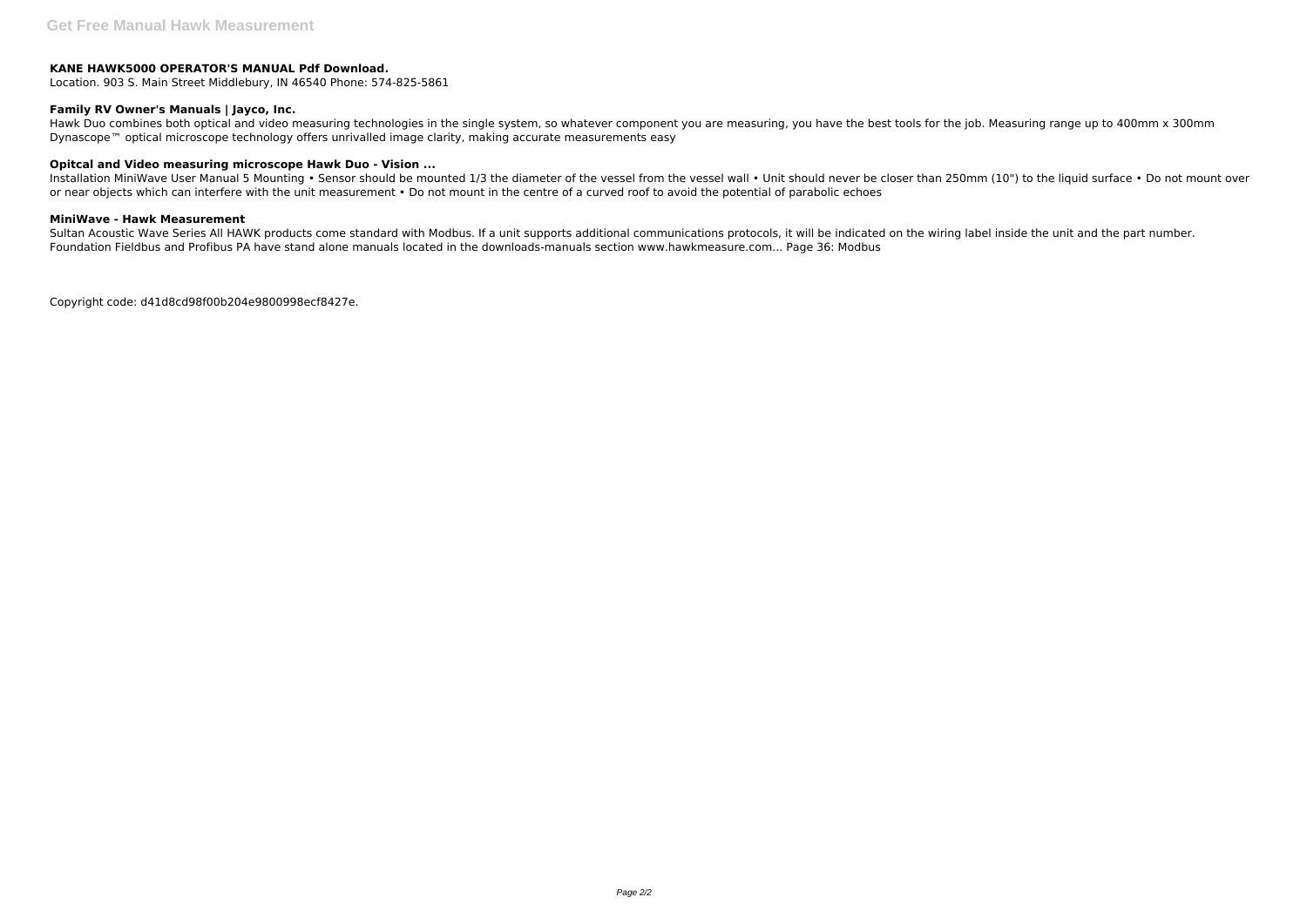### KANE HAWK5000 OPERATOR'S MANUAL Pdf Download.

Location. 903 S. Main Street Middlebury, IN 46540 Phone: 574-825-5861

### Family RV Owner's Manuals | Jayco, Inc.

Hawk Duo combines both optical and video measuring technologies in the single system, so whatever component you are measuring, you have the best tools for the job. Measuring range up to 400mm x 300mm Dynascope™ optical microscope technology offers unrivalled image clarity, making accurate measurements easy

### Opitcal and Video measuring microscope Hawk Duo - Vision ...

Installation MiniWave User Manual 5 Mounting • Sensor should be mounted 1/3 the diameter of the vessel from the vessel wall • Unit should never be closer than 250mm (10") to the liquid surface • Do not mount over or near objects which can interfere with the unit measurement • Do not mount in the centre of a curved roof to avoid the potential of parabolic echoes

### MiniWave - Hawk Measurement

Sultan Acoustic Wave Series All HAWK products come standard with Modbus. If a unit supports additional communications protocols, it will be indicated on the wiring label inside the unit and the part number. Foundation Fieldbus and Profibus PA have stand alone manuals located in the downloads-manuals section www.hawkmeasure.com... Page 36: Modbus

Copyright code: d41d8cd98f00b204e9800998ecf8427e.